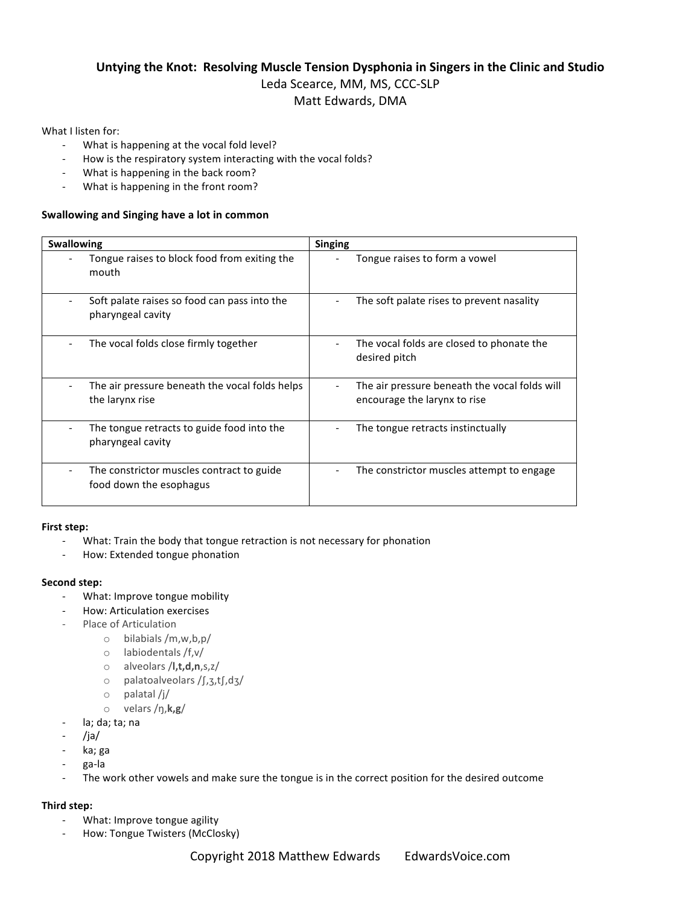# Untying the Knot: Resolving Muscle Tension Dysphonia in Singers in the Clinic and Studio

Leda Scearce, MM, MS, CCC-SLP

Matt Edwards, DMA

What I listen for:

- What is happening at the vocal fold level?
- How is the respiratory system interacting with the vocal folds?
- What is happening in the back room?
- What is happening in the front room?

**Swallowing and Singing have a lot in common**

| Swallowing | Singing |
|---|---|
| - Tongue raises to block food from exiting the mouth | - Tongue raises to form a vowel |
| - Soft palate raises so food can pass into the pharyngeal cavity | - The soft palate rises to prevent nasality |
| - The vocal folds close firmly together | - The vocal folds are closed to phonate the desired pitch |
| - The air pressure beneath the vocal folds helps the larynx rise | - The air pressure beneath the vocal folds will encourage the larynx to rise |
| - The tongue retracts to guide food into the pharyngeal cavity | - The tongue retracts instinctually |
| - The constrictor muscles contract to guide food down the esophagus | - The constrictor muscles attempt to engage |

**First step:**

- What: Train the body that tongue retraction is not necessary for phonation
- How: Extended tongue phonation

**Second step:**

- What: Improve tongue mobility
- How: Articulation exercises
- Place of Articulation
  - bilabials /m,w,b,p/
  - labiodentals /f,v/
  - alveolars /**l,t,d,n**,s,z/
  - palatoalveolars /ʃ,ʒ,tʃ,dʒ/
  - palatal /j/
  - velars /ŋ,**k,g**/
- la; da; ta; na
- /ja/
- ka; ga
- ga-la
- The work other vowels and make sure the tongue is in the correct position for the desired outcome

**Third step:**

- What: Improve tongue agility
- How: Tongue Twisters (McClosky)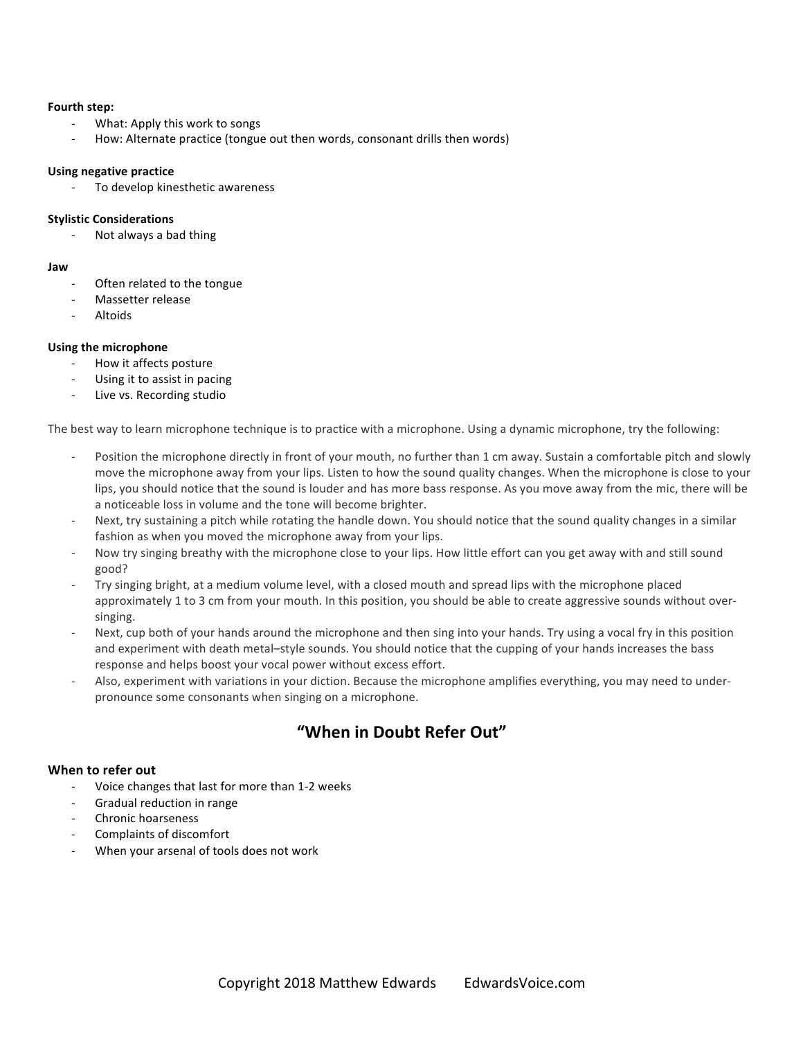**Fourth step:**

- What: Apply this work to songs
- How: Alternate practice (tongue out then words, consonant drills then words)

**Using negative practice**

- To develop kinesthetic awareness

**Stylistic Considerations**

- Not always a bad thing

**Jaw**

- Often related to the tongue
- Massetter release
- Altoids

**Using the microphone**

- How it affects posture
- Using it to assist in pacing
- Live vs. Recording studio

The best way to learn microphone technique is to practice with a microphone. Using a dynamic microphone, try the following:

- Position the microphone directly in front of your mouth, no further than 1 cm away. Sustain a comfortable pitch and slowly move the microphone away from your lips. Listen to how the sound quality changes. When the microphone is close to your lips, you should notice that the sound is louder and has more bass response. As you move away from the mic, there will be a noticeable loss in volume and the tone will become brighter.
- Next, try sustaining a pitch while rotating the handle down. You should notice that the sound quality changes in a similar fashion as when you moved the microphone away from your lips.
- Now try singing breathy with the microphone close to your lips. How little effort can you get away with and still sound good?
- Try singing bright, at a medium volume level, with a closed mouth and spread lips with the microphone placed approximately 1 to 3 cm from your mouth. In this position, you should be able to create aggressive sounds without over-singing.
- Next, cup both of your hands around the microphone and then sing into your hands. Try using a vocal fry in this position and experiment with death metal–style sounds. You should notice that the cupping of your hands increases the bass response and helps boost your vocal power without excess effort.
- Also, experiment with variations in your diction. Because the microphone amplifies everything, you may need to under-pronounce some consonants when singing on a microphone.

## "When in Doubt Refer Out"

### When to refer out

- Voice changes that last for more than 1-2 weeks
- Gradual reduction in range
- Chronic hoarseness
- Complaints of discomfort
- When your arsenal of tools does not work

Copyright 2018 Matthew Edwards EdwardsVoice.com